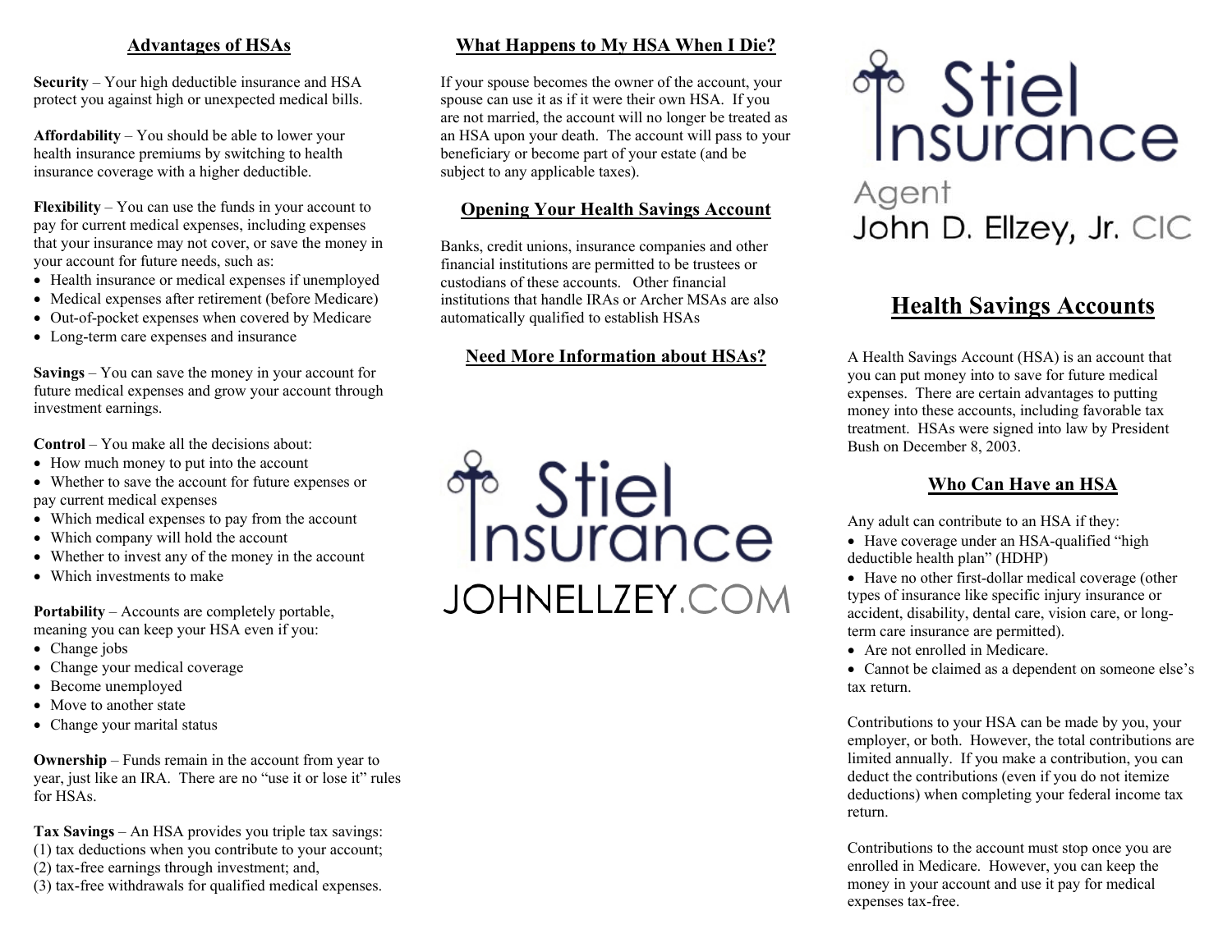## Advantages of HSAs

**Security** – Your high deductible insurance and HSA protect you against high or unexpected medical bills.

**Affordability** – You should be able to lower your health insurance premiums by switching to health insurance coverage with a higher deductible.

**Flexibility** – You can use the funds in your account to pay for current medical expenses, including expenses that your insurance may not cover, or save the money in your account for future needs, such as:

- Health insurance or medical expenses if unemployed
- Medical expenses after retirement (before Medicare)
- Out-of-pocket expenses when covered by Medicare
- Long-term care expenses and insurance

**Savings** – You can save the money in your account for future medical expenses and grow your account through investment earnings.

**Control** – You make all the decisions about:

- How much money to put into the account
- Whether to save the account for future expenses or pay current medical expenses
- Which medical expenses to pay from the account
- Which company will hold the account
- Whether to invest any of the money in the account
- Which investments to make

**Portability** – Accounts are completely portable, meaning you can keep your HSA even if you:

- Change jobs
- Change your medical coverage
- Become unemployed
- Move to another state
- Change your marital status

**Ownership** – Funds remain in the account from year to year, just like an IRA. There are no "use it or lose it" rules for HSAs.

**Tax Savings** – An HSA provides you triple tax savings:
(1) tax deductions when you contribute to your account;
(2) tax-free earnings through investment; and,
(3) tax-free withdrawals for qualified medical expenses.

## What Happens to My HSA When I Die?

If your spouse becomes the owner of the account, your spouse can use it as if it were their own HSA. If you are not married, the account will no longer be treated as an HSA upon your death. The account will pass to your beneficiary or become part of your estate (and be subject to any applicable taxes).

## Opening Your Health Savings Account

Banks, credit unions, insurance companies and other financial institutions are permitted to be trustees or custodians of these accounts. Other financial institutions that handle IRAs or Archer MSAs are also automatically qualified to establish HSAs

## Need More Information about HSAs?

Stiel Insurance

JOHNELLZEY.COM

Stiel Insurance

Agent
John D. Ellzey, Jr. CIC

# Health Savings Accounts

A Health Savings Account (HSA) is an account that you can put money into to save for future medical expenses. There are certain advantages to putting money into these accounts, including favorable tax treatment. HSAs were signed into law by President Bush on December 8, 2003.

## Who Can Have an HSA

Any adult can contribute to an HSA if they:

- Have coverage under an HSA-qualified "high deductible health plan" (HDHP)
- Have no other first-dollar medical coverage (other types of insurance like specific injury insurance or accident, disability, dental care, vision care, or long-term care insurance are permitted).
- Are not enrolled in Medicare.
- Cannot be claimed as a dependent on someone else's tax return.

Contributions to your HSA can be made by you, your employer, or both. However, the total contributions are limited annually. If you make a contribution, you can deduct the contributions (even if you do not itemize deductions) when completing your federal income tax return.

Contributions to the account must stop once you are enrolled in Medicare. However, you can keep the money in your account and use it pay for medical expenses tax-free.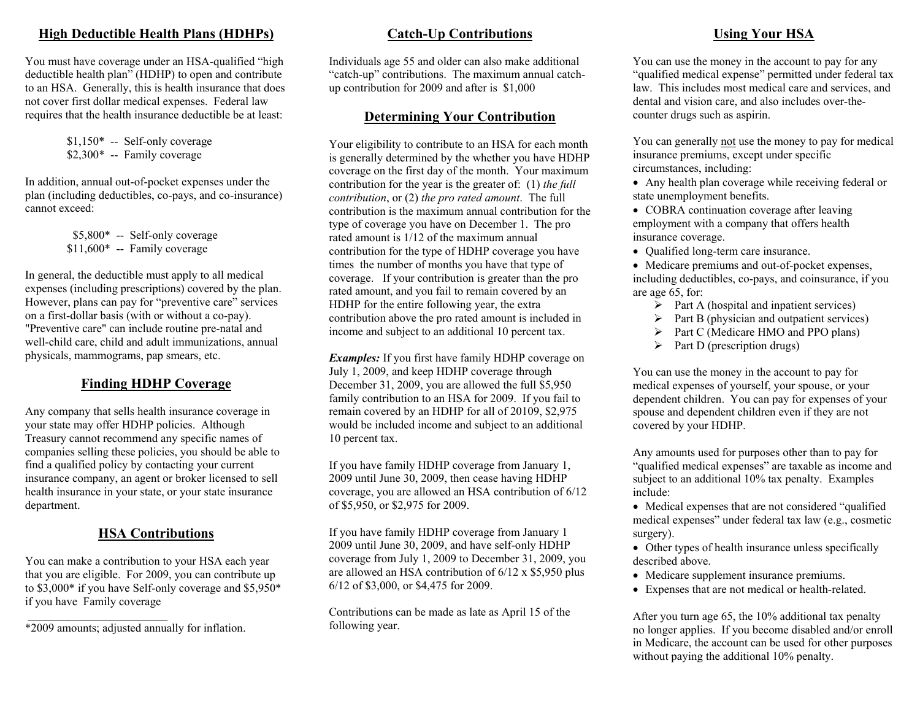## High Deductible Health Plans (HDHPs)

You must have coverage under an HSA-qualified "high deductible health plan" (HDHP) to open and contribute to an HSA. Generally, this is health insurance that does not cover first dollar medical expenses. Federal law requires that the health insurance deductible be at least:

$1,150* -- Self-only coverage
$2,300* -- Family coverage

In addition, annual out-of-pocket expenses under the plan (including deductibles, co-pays, and co-insurance) cannot exceed:

$5,800* -- Self-only coverage
$11,600* -- Family coverage

In general, the deductible must apply to all medical expenses (including prescriptions) covered by the plan. However, plans can pay for "preventive care" services on a first-dollar basis (with or without a co-pay). "Preventive care" can include routine pre-natal and well-child care, child and adult immunizations, annual physicals, mammograms, pap smears, etc.

## Finding HDHP Coverage

Any company that sells health insurance coverage in your state may offer HDHP policies. Although Treasury cannot recommend any specific names of companies selling these policies, you should be able to find a qualified policy by contacting your current insurance company, an agent or broker licensed to sell health insurance in your state, or your state insurance department.

## HSA Contributions

You can make a contribution to your HSA each year that you are eligible. For 2009, you can contribute up to $3,000* if you have Self-only coverage and $5,950* if you have Family coverage

*2009 amounts; adjusted annually for inflation.

## Catch-Up Contributions

Individuals age 55 and older can also make additional "catch-up" contributions. The maximum annual catch-up contribution for 2009 and after is $1,000

## Determining Your Contribution

Your eligibility to contribute to an HSA for each month is generally determined by the whether you have HDHP coverage on the first day of the month. Your maximum contribution for the year is the greater of: (1) *the full contribution*, or (2) *the pro rated amount*. The full contribution is the maximum annual contribution for the type of coverage you have on December 1. The pro rated amount is 1/12 of the maximum annual contribution for the type of HDHP coverage you have times the number of months you have that type of coverage. If your contribution is greater than the pro rated amount, and you fail to remain covered by an HDHP for the entire following year, the extra contribution above the pro rated amount is included in income and subject to an additional 10 percent tax.

***Examples:*** If you first have family HDHP coverage on July 1, 2009, and keep HDHP coverage through December 31, 2009, you are allowed the full $5,950 family contribution to an HSA for 2009. If you fail to remain covered by an HDHP for all of 20109, $2,975 would be included income and subject to an additional 10 percent tax.

If you have family HDHP coverage from January 1, 2009 until June 30, 2009, then cease having HDHP coverage, you are allowed an HSA contribution of 6/12 of $5,950, or $2,975 for 2009.

If you have family HDHP coverage from January 1 2009 until June 30, 2009, and have self-only HDHP coverage from July 1, 2009 to December 31, 2009, you are allowed an HSA contribution of 6/12 x $5,950 plus 6/12 of $3,000, or $4,475 for 2009.

Contributions can be made as late as April 15 of the following year.

## Using Your HSA

You can use the money in the account to pay for any "qualified medical expense" permitted under federal tax law. This includes most medical care and services, and dental and vision care, and also includes over-the-counter drugs such as aspirin.

You can generally not use the money to pay for medical insurance premiums, except under specific circumstances, including:

- Any health plan coverage while receiving federal or state unemployment benefits.
- COBRA continuation coverage after leaving employment with a company that offers health insurance coverage.
- Qualified long-term care insurance.
- Medicare premiums and out-of-pocket expenses, including deductibles, co-pays, and coinsurance, if you are age 65, for:
  - Part A (hospital and inpatient services)
  - Part B (physician and outpatient services)
  - Part C (Medicare HMO and PPO plans)
  - Part D (prescription drugs)

You can use the money in the account to pay for medical expenses of yourself, your spouse, or your dependent children. You can pay for expenses of your spouse and dependent children even if they are not covered by your HDHP.

Any amounts used for purposes other than to pay for "qualified medical expenses" are taxable as income and subject to an additional 10% tax penalty. Examples include:

- Medical expenses that are not considered "qualified medical expenses" under federal tax law (e.g., cosmetic surgery).
- Other types of health insurance unless specifically described above.
- Medicare supplement insurance premiums.
- Expenses that are not medical or health-related.

After you turn age 65, the 10% additional tax penalty no longer applies. If you become disabled and/or enroll in Medicare, the account can be used for other purposes without paying the additional 10% penalty.